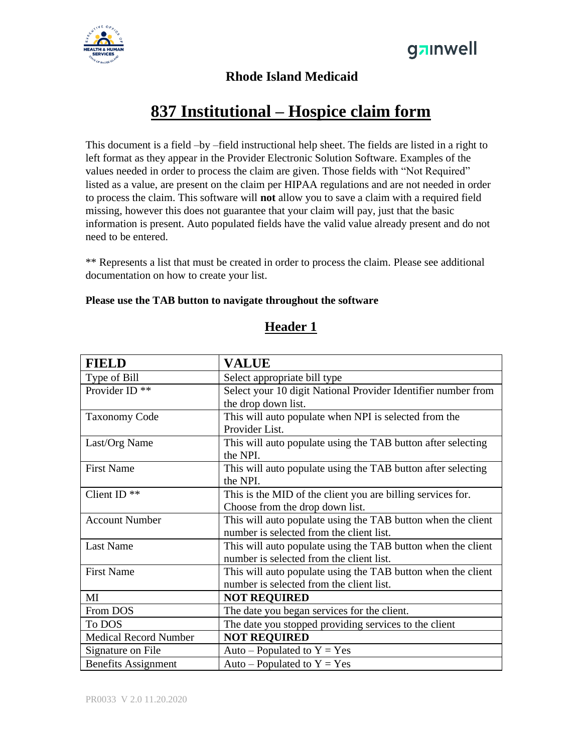**Rhode Island Medicaid**

# 837 Institutional – Hospice claim form

This document is a field –by –field instructional help sheet. The fields are listed in a right to left format as they appear in the Provider Electronic Solution Software. Examples of the values needed in order to process the claim are given. Those fields with "Not Required" listed as a value, are present on the claim per HIPAA regulations and are not needed in order to process the claim. This software will **not** allow you to save a claim with a required field missing, however this does not guarantee that your claim will pay, just that the basic information is present. Auto populated fields have the valid value already present and do not need to be entered.

** Represents a list that must be created in order to process the claim. Please see additional documentation on how to create your list.

**Please use the TAB button to navigate throughout the software**

## Header 1

| FIELD | VALUE |
|---|---|
| Type of Bill | Select appropriate bill type |
| Provider ID ** | Select your 10 digit National Provider Identifier number from the drop down list. |
| Taxonomy Code | This will auto populate when NPI is selected from the Provider List. |
| Last/Org Name | This will auto populate using the TAB button after selecting the NPI. |
| First Name | This will auto populate using the TAB button after selecting the NPI. |
| Client ID ** | This is the MID of the client you are billing services for. Choose from the drop down list. |
| Account Number | This will auto populate using the TAB button when the client number is selected from the client list. |
| Last Name | This will auto populate using the TAB button when the client number is selected from the client list. |
| First Name | This will auto populate using the TAB button when the client number is selected from the client list. |
| MI | **NOT REQUIRED** |
| From DOS | The date you began services for the client. |
| To DOS | The date you stopped providing services to the client |
| Medical Record Number | **NOT REQUIRED** |
| Signature on File | Auto – Populated to Y = Yes |
| Benefits Assignment | Auto – Populated to Y = Yes |

PR0033 V 2.0 11.20.2020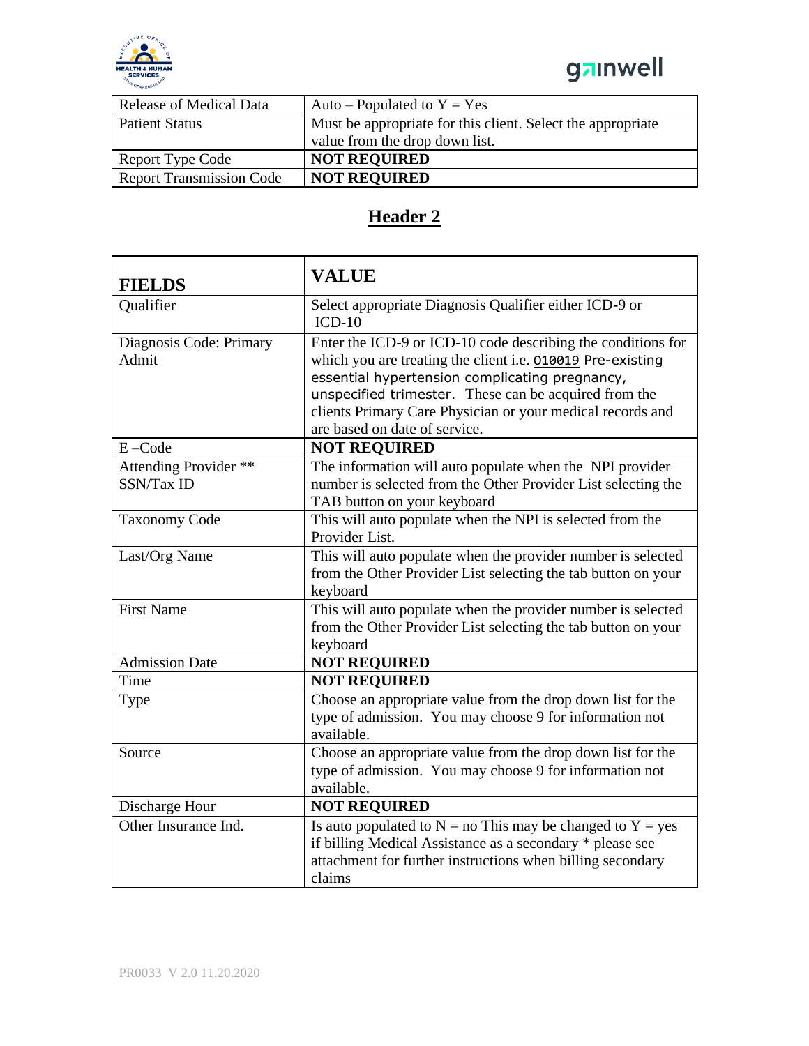| Release of Medical Data | Auto – Populated to Y = Yes |
|---|---|
| Patient Status | Must be appropriate for this client. Select the appropriate value from the drop down list. |
| Report Type Code | **NOT REQUIRED** |
| Report Transmission Code | **NOT REQUIRED** |

## Header 2

| FIELDS | VALUE |
|---|---|
| Qualifier | Select appropriate Diagnosis Qualifier either ICD-9 or ICD-10 |
| Diagnosis Code: Primary Admit | Enter the ICD-9 or ICD-10 code describing the conditions for which you are treating the client i.e. 010019 Pre-existing essential hypertension complicating pregnancy, unspecified trimester. These can be acquired from the clients Primary Care Physician or your medical records and are based on date of service. |
| E –Code | **NOT REQUIRED** |
| Attending Provider ** SSN/Tax ID | The information will auto populate when the NPI provider number is selected from the Other Provider List selecting the TAB button on your keyboard |
| Taxonomy Code | This will auto populate when the NPI is selected from the Provider List. |
| Last/Org Name | This will auto populate when the provider number is selected from the Other Provider List selecting the tab button on your keyboard |
| First Name | This will auto populate when the provider number is selected from the Other Provider List selecting the tab button on your keyboard |
| Admission Date | **NOT REQUIRED** |
| Time | **NOT REQUIRED** |
| Type | Choose an appropriate value from the drop down list for the type of admission. You may choose 9 for information not available. |
| Source | Choose an appropriate value from the drop down list for the type of admission. You may choose 9 for information not available. |
| Discharge Hour | **NOT REQUIRED** |
| Other Insurance Ind. | Is auto populated to N = no This may be changed to Y = yes if billing Medical Assistance as a secondary * please see attachment for further instructions when billing secondary claims |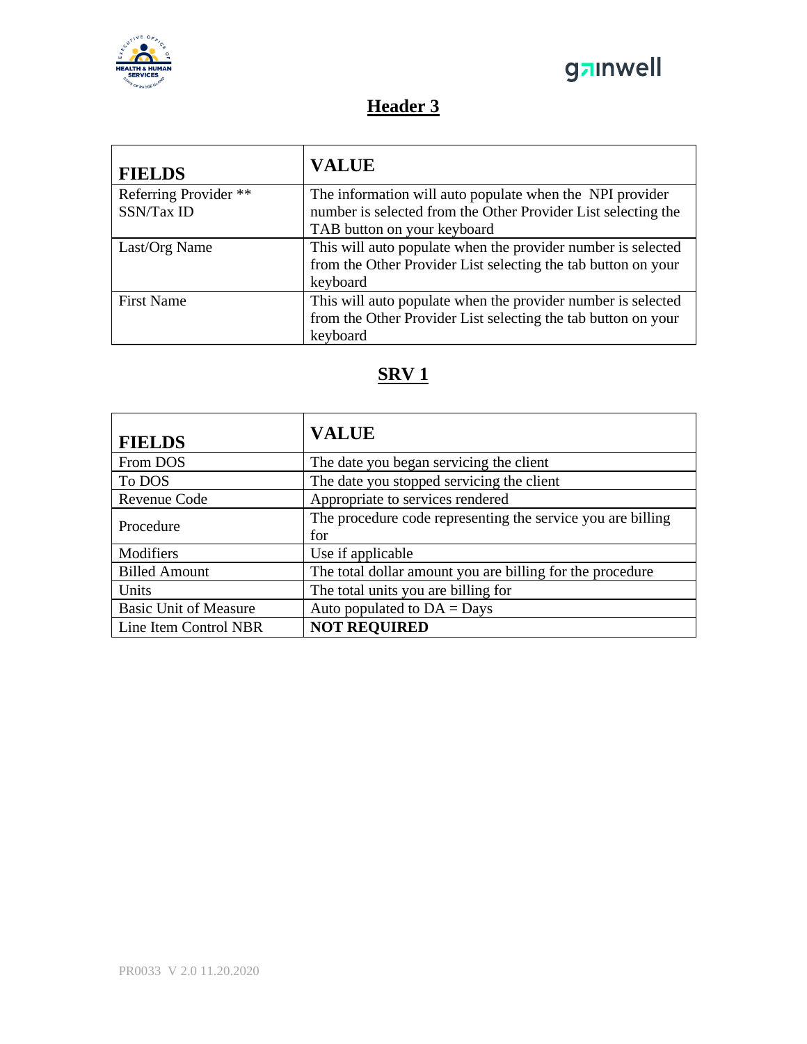## Header 3

| FIELDS | VALUE |
|---|---|
| Referring Provider ** SSN/Tax ID | The information will auto populate when the NPI provider number is selected from the Other Provider List selecting the TAB button on your keyboard |
| Last/Org Name | This will auto populate when the provider number is selected from the Other Provider List selecting the tab button on your keyboard |
| First Name | This will auto populate when the provider number is selected from the Other Provider List selecting the tab button on your keyboard |

## SRV 1

| FIELDS | VALUE |
|---|---|
| From DOS | The date you began servicing the client |
| To DOS | The date you stopped servicing the client |
| Revenue Code | Appropriate to services rendered |
| Procedure | The procedure code representing the service you are billing for |
| Modifiers | Use if applicable |
| Billed Amount | The total dollar amount you are billing for the procedure |
| Units | The total units you are billing for |
| Basic Unit of Measure | Auto populated to DA = Days |
| Line Item Control NBR | **NOT REQUIRED** |

PR0033 V 2.0 11.20.2020